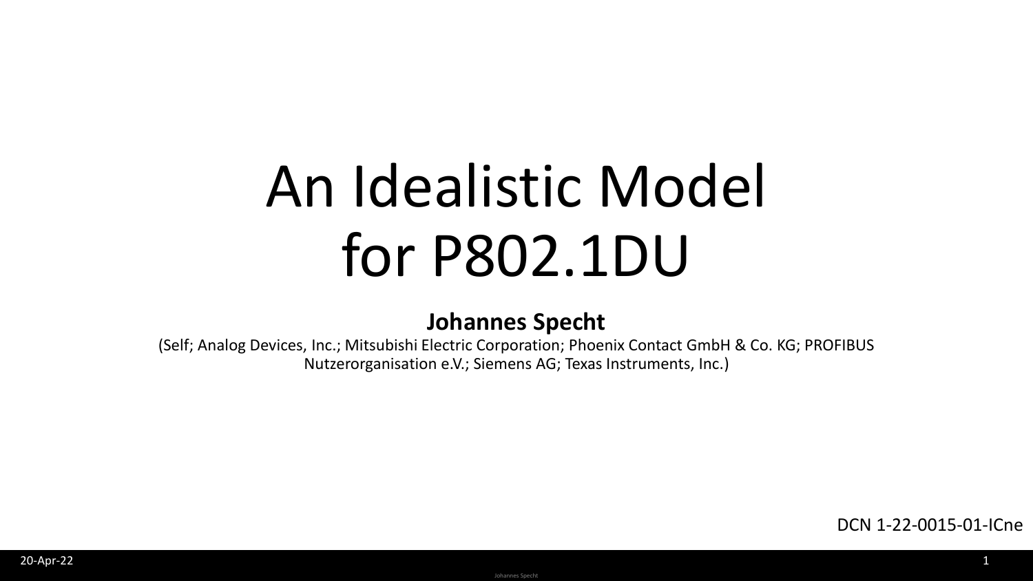# An Idealistic Model for P802.1DU

**Johannes Specht**

(Self; Analog Devices, Inc.; Mitsubishi Electric Corporation; Phoenix Contact GmbH & Co. KG; PROFIBUS Nutzerorganisation e.V.; Siemens AG; Texas Instruments, Inc.)

DCN 1-22-0015-01-ICne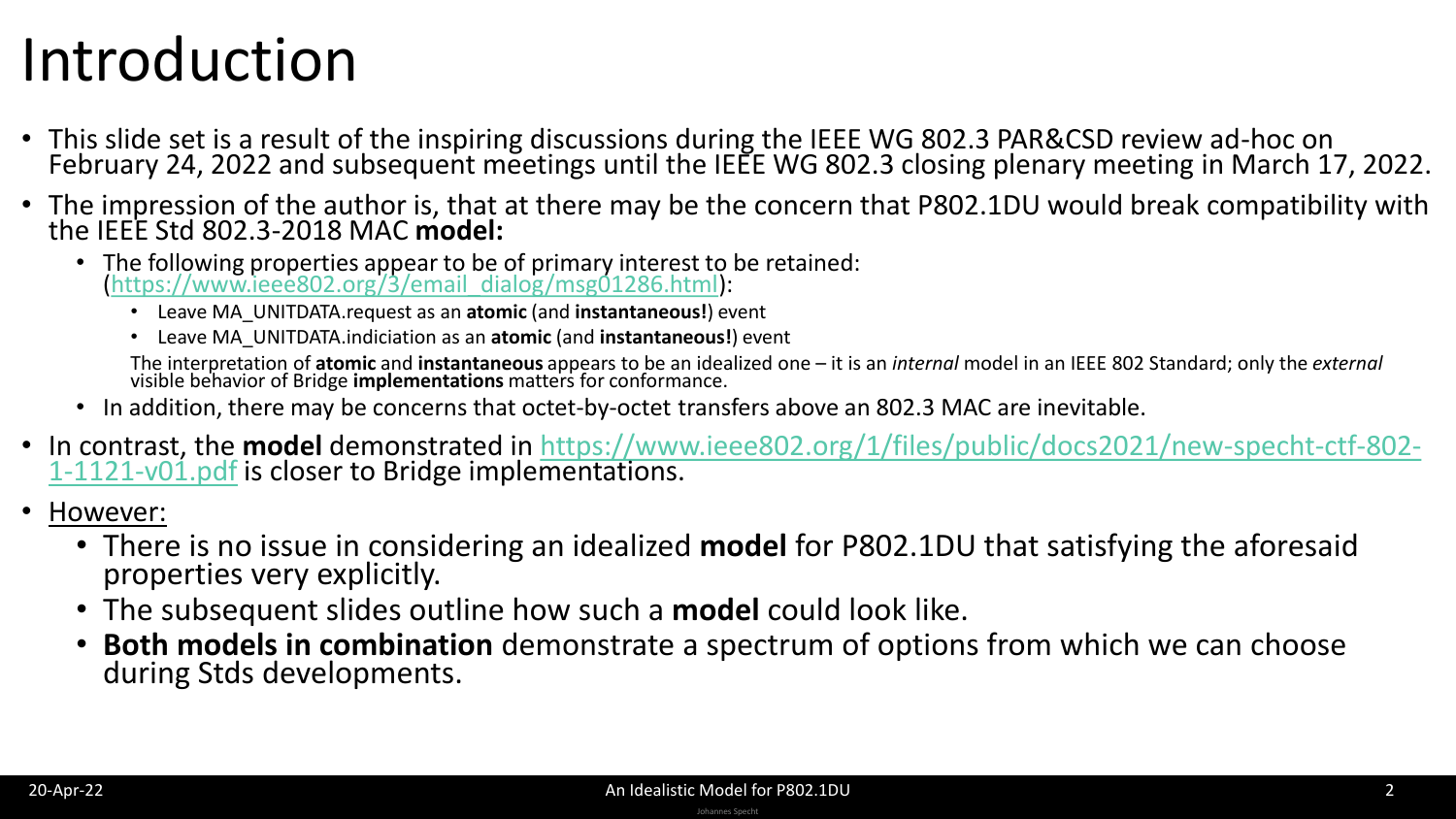# Introduction

- This slide set is a result of the inspiring discussions during the IEEE WG 802.3 PAR&CSD review ad-hoc on February 24, 2022 and subsequent meetings until the IEEE WG 802.3 closing plenary meeting in March 17, 2022.
- The impression of the author is, that at there may be the concern that P802.1DU would break compatibility with the IEEE Std 802.3-2018 MAC **model:**
  - The following properties appear to be of primary interest to be retained: (https://www.ieee802.org/3/email_dialog/msg01286.html):
    - Leave MA_UNITDATA.request as an **atomic** (and **instantaneous!**) event
    - Leave MA_UNITDATA.indiciation as an **atomic** (and **instantaneous!**) event

    The interpretation of **atomic** and **instantaneous** appears to be an idealized one – it is an *internal* model in an IEEE 802 Standard; only the *external* visible behavior of Bridge **implementations** matters for conformance.
  - In addition, there may be concerns that octet-by-octet transfers above an 802.3 MAC are inevitable.
- In contrast, the **model** demonstrated in https://www.ieee802.org/1/files/public/docs2021/new-specht-ctf-802-1-1121-v01.pdf is closer to Bridge implementations.
- However:
  - There is no issue in considering an idealized **model** for P802.1DU that satisfying the aforesaid properties very explicitly.
  - The subsequent slides outline how such a **model** could look like.
  - **Both models in combination** demonstrate a spectrum of options from which we can choose during Stds developments.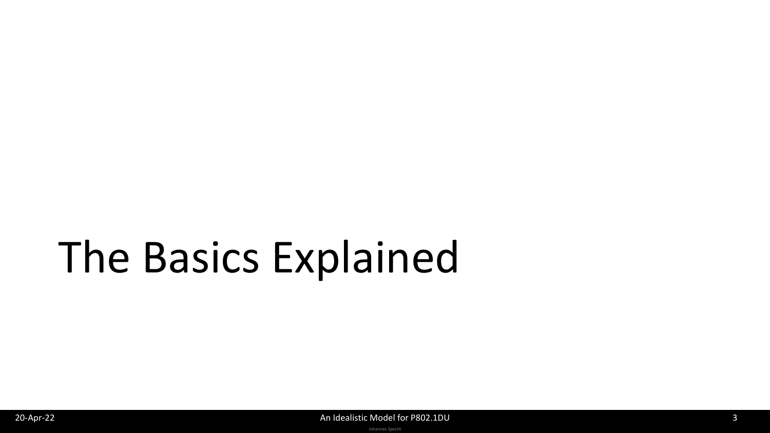# The Basics Explained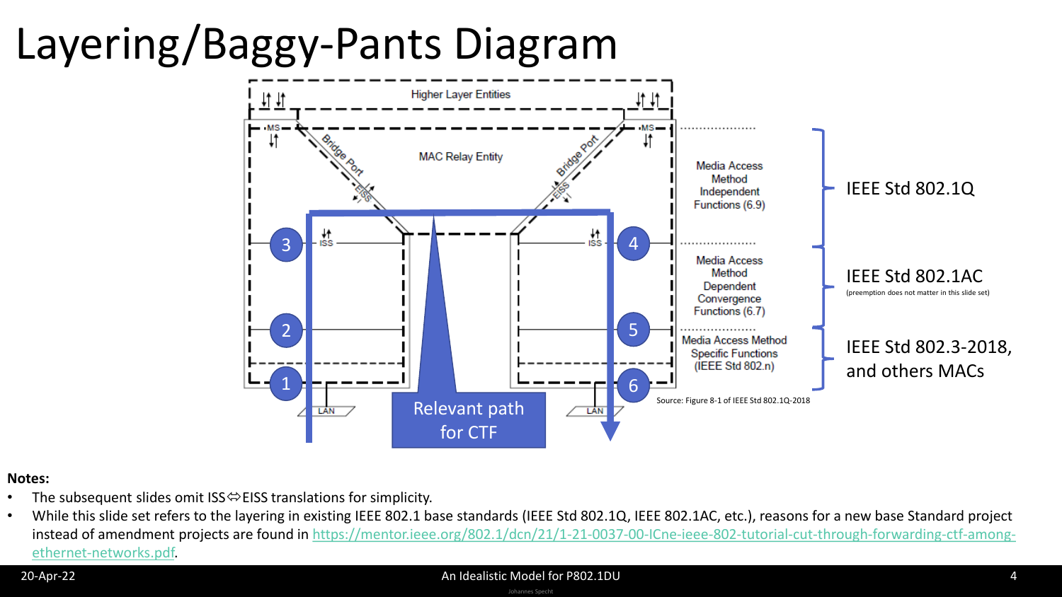# Layering/Baggy-Pants Diagram

Higher Layer Entities

MS

MAC Relay Entity

Bridge Port

EISS

ISS

3

4

2

5

1

6

LAN

Media Access Method Independent Functions (6.9)

Media Access Method Dependent Convergence Functions (6.7)

Media Access Method Specific Functions (IEEE Std 802.n)

IEEE Std 802.1Q

IEEE Std 802.1AC

(preemption does not matter in this slide set)

IEEE Std 802.3-2018, and others MACs

Relevant path for CTF

Source: Figure 8-1 of IEEE Std 802.1Q-2018

**Notes:**

- The subsequent slides omit ISS⇔EISS translations for simplicity.
- While this slide set refers to the layering in existing IEEE 802.1 base standards (IEEE Std 802.1Q, IEEE 802.1AC, etc.), reasons for a new base Standard project instead of amendment projects are found in https://mentor.ieee.org/802.1/dcn/21/1-21-0037-00-ICne-ieee-802-tutorial-cut-through-forwarding-ctf-among-ethernet-networks.pdf.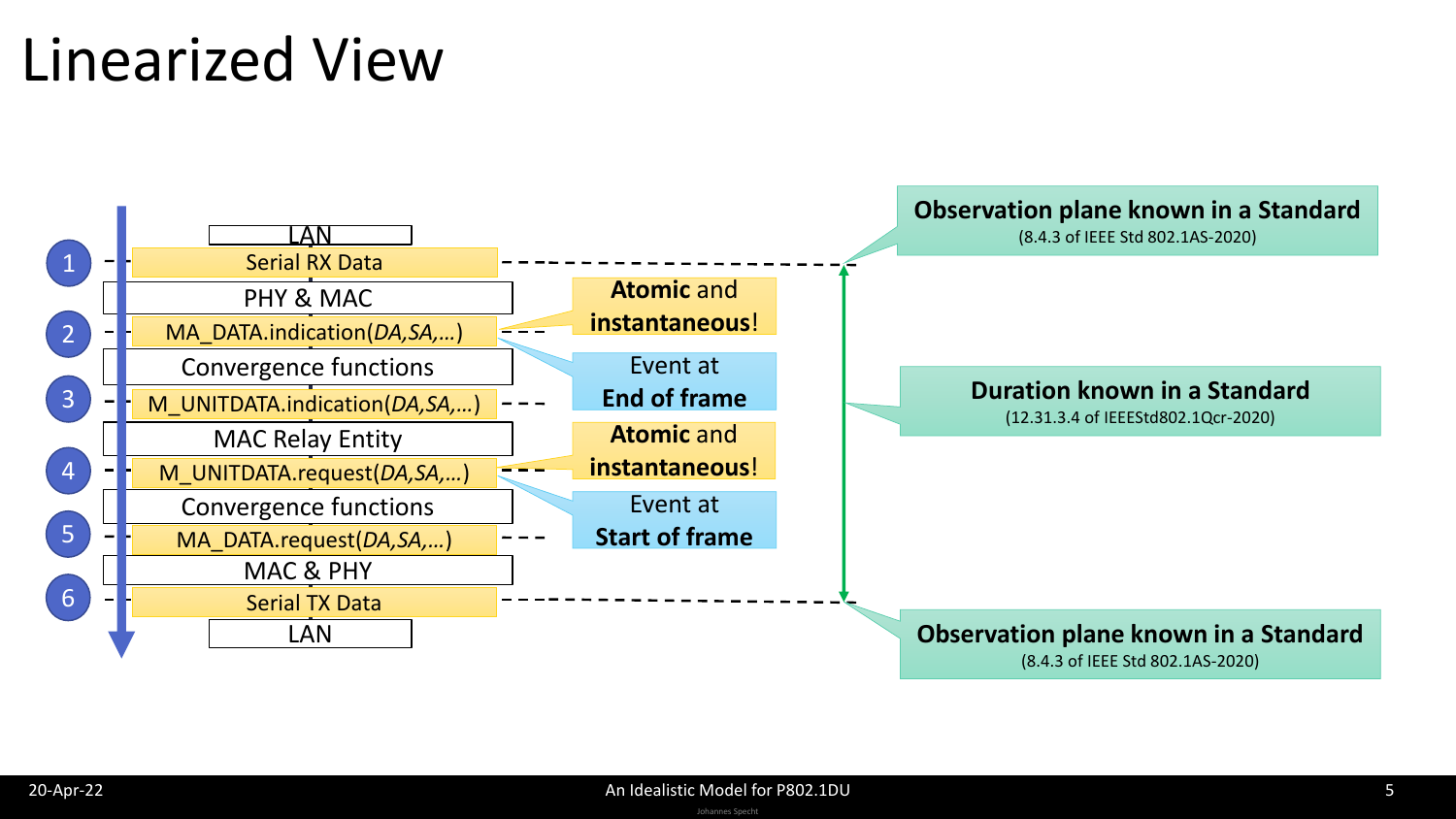# Linearized View

1. Serial RX Data
2. MA_DATA.indication(*DA*,*SA*,*…*)
3. M_UNITDATA.indication(*DA*,*SA*,*…*)
4. M_UNITDATA.request(*DA*,*SA*,*…*)
5. MA_DATA.request(*DA*,*SA*,*…*)
6. Serial TX Data

LAN

PHY & MAC

Convergence functions

MAC Relay Entity

Convergence functions

MAC & PHY

LAN

**Atomic** and **instantaneous**!

Event at **End of frame**

**Atomic** and **instantaneous**!

Event at **Start of frame**

**Observation plane known in a Standard**
(8.4.3 of IEEE Std 802.1AS-2020)

**Duration known in a Standard**
(12.31.3.4 of IEEEStd802.1Qcr-2020)

**Observation plane known in a Standard**
(8.4.3 of IEEE Std 802.1AS-2020)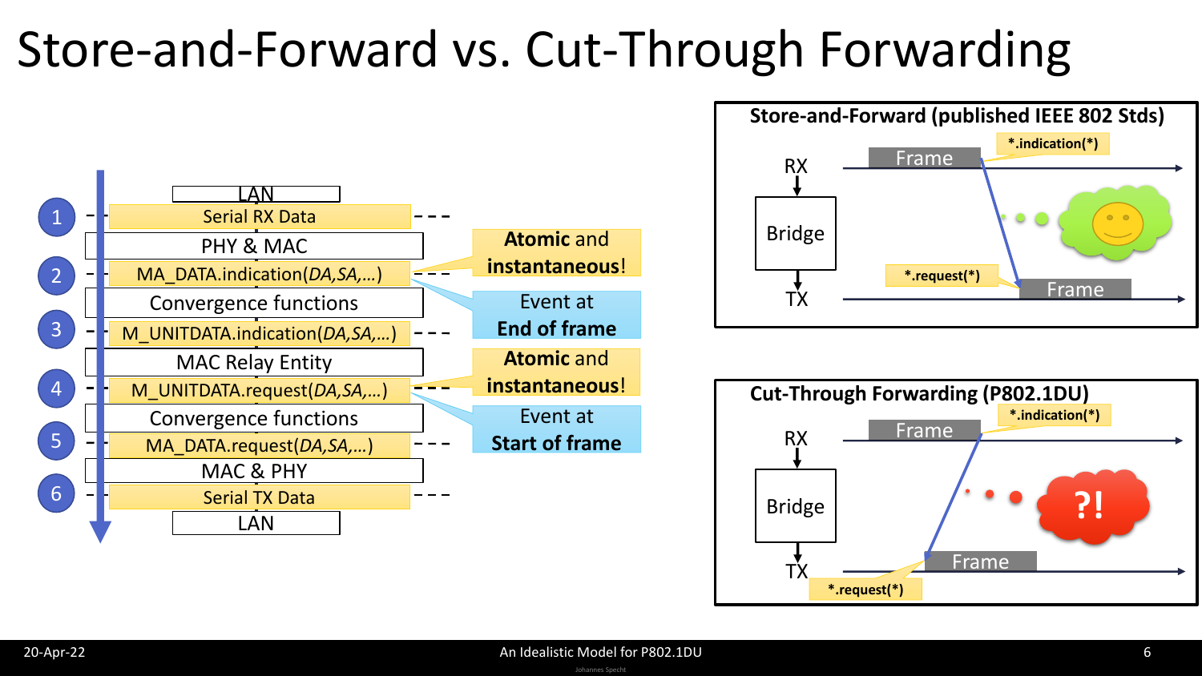# Store-and-Forward vs. Cut-Through Forwarding

LAN

1. Serial RX Data

PHY & MAC

2. MA_DATA.indication(*DA*,*SA*,…)

Convergence functions

3. M_UNITDATA.indication(*DA*,*SA*,…)

MAC Relay Entity

4. M_UNITDATA.request(*DA*,*SA*,…)

Convergence functions

5. MA_DATA.request(*DA*,*SA*,…)

MAC & PHY

6. Serial TX Data

LAN

**Atomic** and **instantaneous**!

Event at **End of frame**

**Atomic** and **instantaneous**!

Event at **Start of frame**

## Store-and-Forward (published IEEE 802 Stds)

RX — Frame — *.indication(*)

Bridge

TX — *.request(*) — Frame

## Cut-Through Forwarding (P802.1DU)

RX — Frame — *.indication(*)

Bridge

?!

TX — *.request(*) — Frame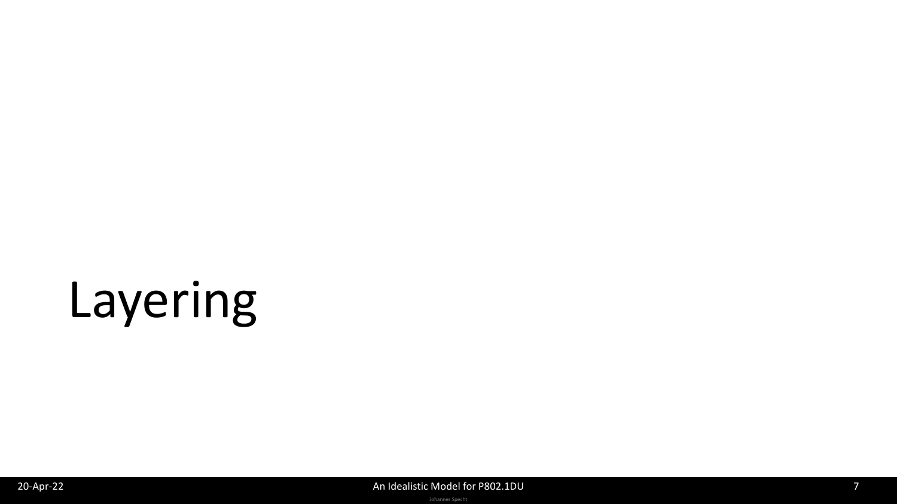# Layering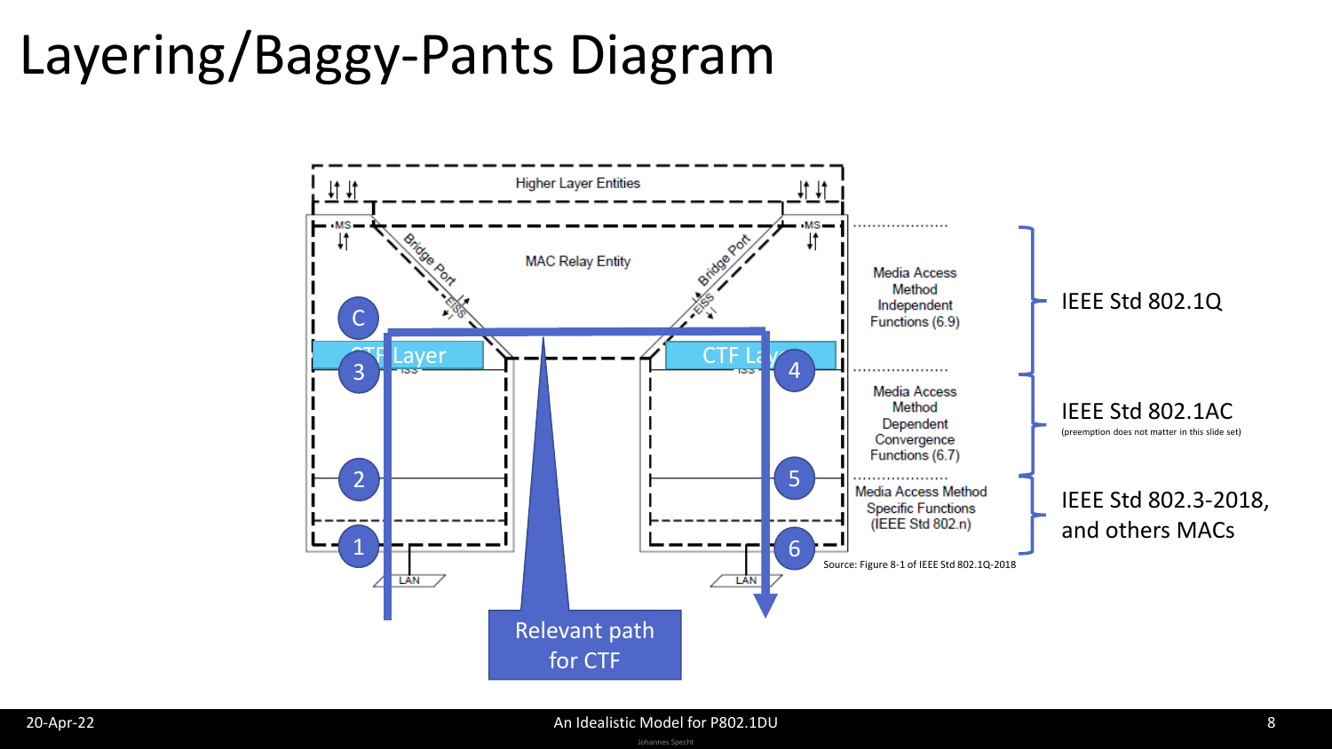# Layering/Baggy-Pants Diagram

Higher Layer Entities

MS

MAC Relay Entity

Bridge Port

EISS

C

CTF Layer

ISS

3

4

2

5

1

6

LAN

Media Access Method Independent Functions (6.9)

Media Access Method Dependent Convergence Functions (6.7)

Media Access Method Specific Functions (IEEE Std 802.n)

Source: Figure 8-1 of IEEE Std 802.1Q-2018

Relevant path for CTF

IEEE Std 802.1Q

IEEE Std 802.1AC

(preemption does not matter in this slide set)

IEEE Std 802.3-2018, and others MACs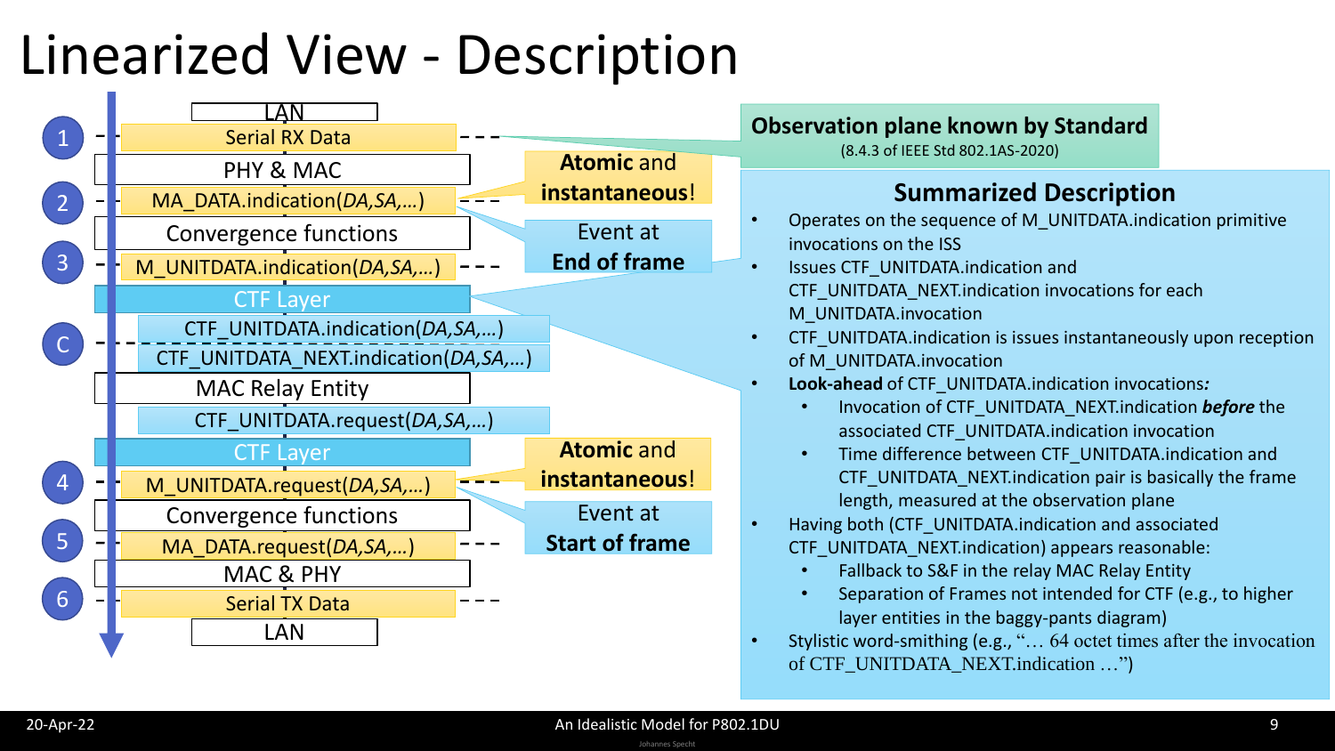# Linearized View - Description

- 1 — LAN / Serial RX Data
- PHY & MAC
- 2 — MA_DATA.indication(*DA*,*SA*,…)
- Convergence functions
- 3 — M_UNITDATA.indication(*DA*,*SA*,…)
- CTF Layer
- C — CTF_UNITDATA.indication(*DA*,*SA*,…) / CTF_UNITDATA_NEXT.indication(*DA*,*SA*,…)
- MAC Relay Entity
- CTF_UNITDATA.request(*DA*,*SA*,…)
- CTF Layer
- 4 — M_UNITDATA.request(*DA*,*SA*,…)
- Convergence functions
- 5 — MA_DATA.request(*DA*,*SA*,…)
- MAC & PHY
- 6 — Serial TX Data / LAN

**Atomic and instantaneous!** — Event at **End of frame**

**Atomic and instantaneous!** — Event at **Start of frame**

**Observation plane known by Standard**
(8.4.3 of IEEE Std 802.1AS-2020)

## Summarized Description

- Operates on the sequence of M_UNITDATA.indication primitive invocations on the ISS
- Issues CTF_UNITDATA.indication and CTF_UNITDATA_NEXT.indication invocations for each M_UNITDATA.invocation
- CTF_UNITDATA.indication is issues instantaneously upon reception of M_UNITDATA.invocation
- **Look-ahead** of CTF_UNITDATA.indication invocations*:*
  - Invocation of CTF_UNITDATA_NEXT.indication ***before*** the associated CTF_UNITDATA.indication invocation
  - Time difference between CTF_UNITDATA.indication and CTF_UNITDATA_NEXT.indication pair is basically the frame length, measured at the observation plane
- Having both (CTF_UNITDATA.indication and associated CTF_UNITDATA_NEXT.indication) appears reasonable:
  - Fallback to S&F in the relay MAC Relay Entity
  - Separation of Frames not intended for CTF (e.g., to higher layer entities in the baggy-pants diagram)
- Stylistic word-smithing (e.g., "… 64 octet times after the invocation of CTF_UNITDATA_NEXT.indication …")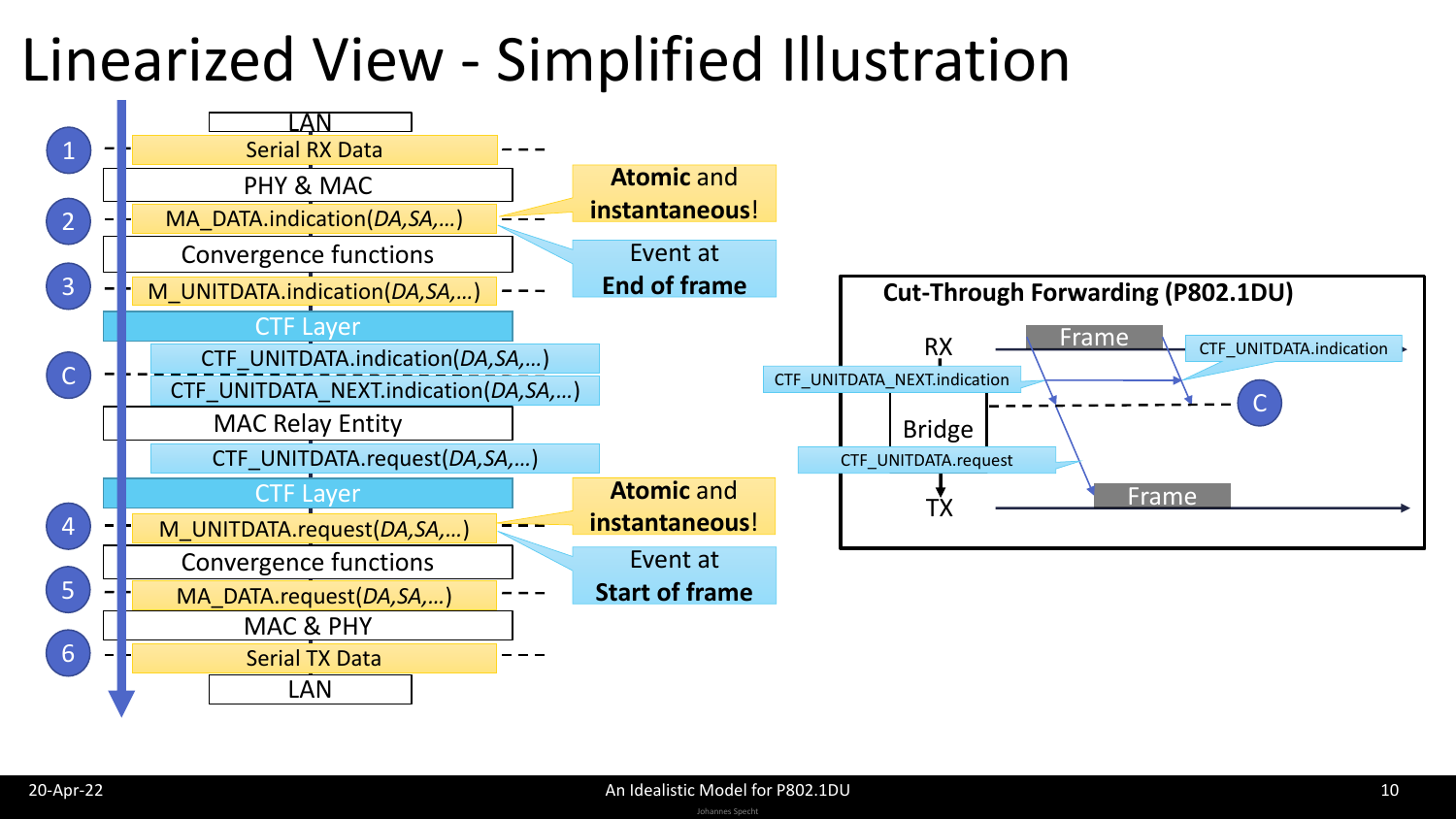# Linearized View - Simplified Illustration

- LAN
- (1) Serial RX Data
- PHY & MAC
- (2) MA_DATA.indication(*DA*,*SA*,…)
- Convergence functions
- (3) M_UNITDATA.indication(*DA*,*SA*,…)
- CTF Layer
- (C) CTF_UNITDATA.indication(*DA*,*SA*,…)
- (C) CTF_UNITDATA_NEXT.indication(*DA*,*SA*,…)
- MAC Relay Entity
- CTF_UNITDATA.request(*DA*,*SA*,…)
- CTF Layer
- (4) M_UNITDATA.request(*DA*,*SA*,…)
- Convergence functions
- (5) MA_DATA.request(*DA*,*SA*,…)
- MAC & PHY
- (6) Serial TX Data
- LAN

**Atomic** and **instantaneous**!

Event at **End of frame**

**Atomic** and **instantaneous**!

Event at **Start of frame**

**Cut-Through Forwarding (P802.1DU)**

- RX: Frame
- CTF_UNITDATA.indication
- CTF_UNITDATA_NEXT.indication
- C
- Bridge
- CTF_UNITDATA.request
- TX: Frame

20-Apr-22 — An Idealistic Model for P802.1DU — Johannes Specht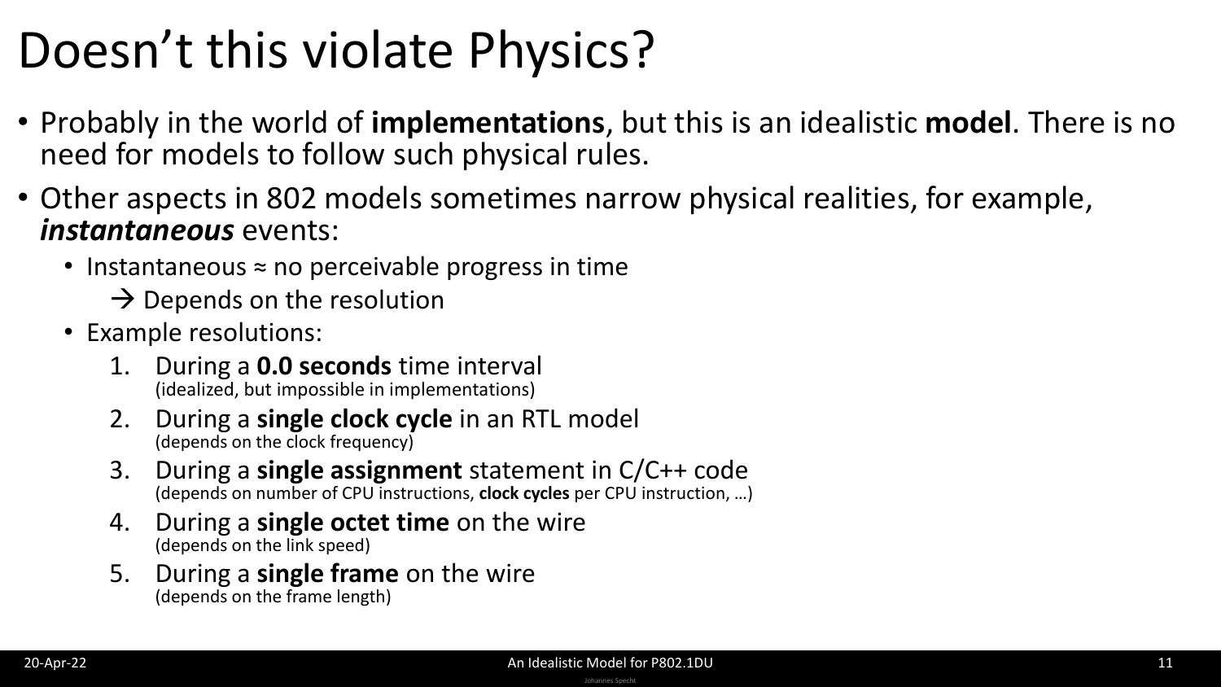# Doesn’t this violate Physics?

- Probably in the world of **implementations**, but this is an idealistic **model**. There is no need for models to follow such physical rules.
- Other aspects in 802 models sometimes narrow physical realities, for example, ***instantaneous*** events:
  - Instantaneous ≈ no perceivable progress in time
    → Depends on the resolution
  - Example resolutions:
    1. During a **0.0 seconds** time interval
       (idealized, but impossible in implementations)
    2. During a **single clock cycle** in an RTL model
       (depends on the clock frequency)
    3. During a **single assignment** statement in C/C++ code
       (depends on number of CPU instructions, **clock cycles** per CPU instruction, …)
    4. During a **single octet time** on the wire
       (depends on the link speed)
    5. During a **single frame** on the wire
       (depends on the frame length)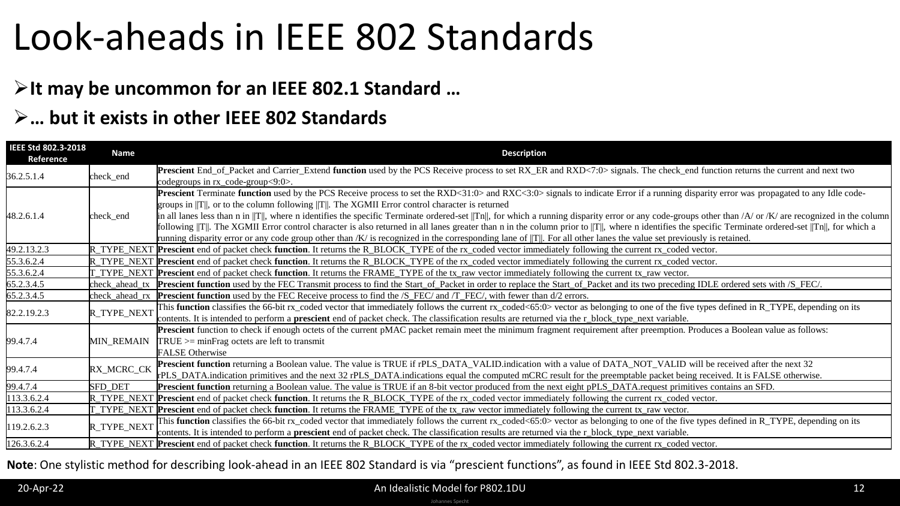# Look-aheads in IEEE 802 Standards

- **It may be uncommon for an IEEE 802.1 Standard …**
- **… but it exists in other IEEE 802 Standards**

| IEEE Std 802.3-2018 Reference | Name | Description |
|---|---|---|
| 36.2.5.1.4 | check_end | **Prescient** End_of_Packet and Carrier_Extend **function** used by the PCS Receive process to set RX_ER and RXD<7:0> signals. The check_end function returns the current and next two codegroups in rx_code-group<9:0>. |
| 48.2.6.1.4 | check_end | **Prescient** Terminate **function** used by the PCS Receive process to set the RXD<31:0> and RXC<3:0> signals to indicate Error if a running disparity error was propagated to any Idle code-groups in ‖T‖, or to the column following ‖T‖. The XGMII Error control character is returned in all lanes less than n in ‖T‖, where n identifies the specific Terminate ordered-set ‖Tn‖, for which a running disparity error or any code-groups other than /A/ or /K/ are recognized in the column following ‖T‖. The XGMII Error control character is also returned in all lanes greater than n in the column prior to ‖T‖, where n identifies the specific Terminate ordered-set ‖Tn‖, for which a running disparity error or any code group other than /K/ is recognized in the corresponding lane of ‖T‖. For all other lanes the value set previously is retained. |
| 49.2.13.2.3 | R_TYPE_NEXT | **Prescient** end of packet check **function**. It returns the R_BLOCK_TYPE of the rx_coded vector immediately following the current rx_coded vector. |
| 55.3.6.2.4 | R_TYPE_NEXT | **Prescient** end of packet check **function**. It returns the R_BLOCK_TYPE of the rx_coded vector immediately following the current rx_coded vector. |
| 55.3.6.2.4 | T_TYPE_NEXT | **Prescient** end of packet check **function**. It returns the FRAME_TYPE of the tx_raw vector immediately following the current tx_raw vector. |
| 65.2.3.4.5 | check_ahead_tx | **Prescient function** used by the FEC Transmit process to find the Start_of_Packet in order to replace the Start_of_Packet and its two preceding IDLE ordered sets with /S_FEC/. |
| 65.2.3.4.5 | check_ahead_rx | **Prescient function** used by the FEC Receive process to find the /S_FEC/ and /T_FEC/, with fewer than d/2 errors. |
| 82.2.19.2.3 | R_TYPE_NEXT | This **function** classifies the 66-bit rx_coded vector that immediately follows the current rx_coded<65:0> vector as belonging to one of the five types defined in R_TYPE, depending on its contents. It is intended to perform a **prescient** end of packet check. The classification results are returned via the r_block_type_next variable. |
| 99.4.7.4 | MIN_REMAIN | **Prescient** function to check if enough octets of the current pMAC packet remain meet the minimum fragment requirement after preemption. Produces a Boolean value as follows:<br>TRUE >= minFrag octets are left to transmit<br>FALSE Otherwise |
| 99.4.7.4 | RX_MCRC_CK | **Prescient function** returning a Boolean value. The value is TRUE if rPLS_DATA_VALID.indication with a value of DATA_NOT_VALID will be received after the next 32 rPLS_DATA.indication primitives and the next 32 rPLS_DATA.indications equal the computed mCRC result for the preemptable packet being received. It is FALSE otherwise. |
| 99.4.7.4 | SFD_DET | **Prescient function** returning a Boolean value. The value is TRUE if an 8-bit vector produced from the next eight pPLS_DATA.request primitives contains an SFD. |
| 113.3.6.2.4 | R_TYPE_NEXT | **Prescient** end of packet check **function**. It returns the R_BLOCK_TYPE of the rx_coded vector immediately following the current rx_coded vector. |
| 113.3.6.2.4 | T_TYPE_NEXT | **Prescient** end of packet check **function**. It returns the FRAME_TYPE of the tx_raw vector immediately following the current tx_raw vector. |
| 119.2.6.2.3 | R_TYPE_NEXT | This **function** classifies the 66-bit rx_coded vector that immediately follows the current rx_coded<65:0> vector as belonging to one of the five types defined in R_TYPE, depending on its contents. It is intended to perform a **prescient** end of packet check. The classification results are returned via the r_block_type_next variable. |
| 126.3.6.2.4 | R_TYPE_NEXT | **Prescient** end of packet check **function**. It returns the R_BLOCK_TYPE of the rx_coded vector immediately following the current rx_coded vector. |

**Note**: One stylistic method for describing look-ahead in an IEEE 802 Standard is via "prescient functions", as found in IEEE Std 802.3-2018.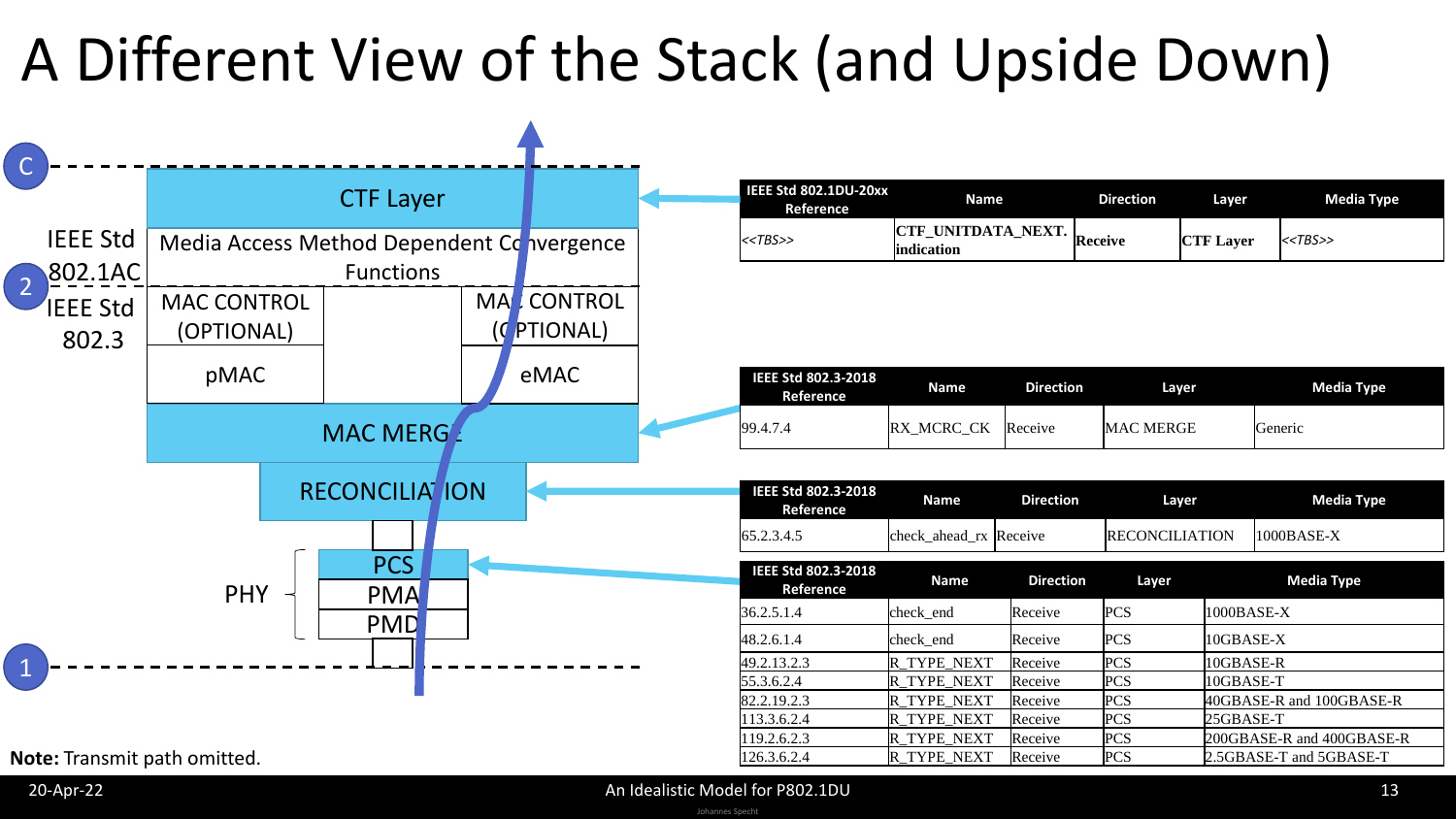# A Different View of the Stack (and Upside Down)

C

IEEE Std 802.1AC

2

IEEE Std 802.3

CTF Layer

Media Access Method Dependent Convergence Functions

MAC CONTROL (OPTIONAL) | MAC CONTROL (OPTIONAL)

pMAC | eMAC

MAC MERGE

RECONCILIATION

PHY: PCS, PMA, PMD

1

**Note:** Transmit path omitted.

| IEEE Std 802.1DU-20xx Reference | Name | Direction | Layer | Media Type |
|---|---|---|---|---|
| *<<TBS>>* | CTF_UNITDATA_NEXT. indication | Receive | CTF Layer | *<<TBS>>* |

| IEEE Std 802.3-2018 Reference | Name | Direction | Layer | Media Type |
|---|---|---|---|---|
| 99.4.7.4 | RX_MCRC_CK | Receive | MAC MERGE | Generic |

| IEEE Std 802.3-2018 Reference | Name | Direction | Layer | Media Type |
|---|---|---|---|---|
| 65.2.3.4.5 | check_ahead_rx | Receive | RECONCILIATION | 1000BASE-X |

| IEEE Std 802.3-2018 Reference | Name | Direction | Layer | Media Type |
|---|---|---|---|---|
| 36.2.5.1.4 | check_end | Receive | PCS | 1000BASE-X |
| 48.2.6.1.4 | check_end | Receive | PCS | 10GBASE-X |
| 49.2.13.2.3 | R_TYPE_NEXT | Receive | PCS | 10GBASE-R |
| 55.3.6.2.4 | R_TYPE_NEXT | Receive | PCS | 10GBASE-T |
| 82.2.19.2.3 | R_TYPE_NEXT | Receive | PCS | 40GBASE-R and 100GBASE-R |
| 113.3.6.2.4 | R_TYPE_NEXT | Receive | PCS | 25GBASE-T |
| 119.2.6.2.3 | R_TYPE_NEXT | Receive | PCS | 200GBASE-R and 400GBASE-R |
| 126.3.6.2.4 | R_TYPE_NEXT | Receive | PCS | 2.5GBASE-T and 5GBASE-T |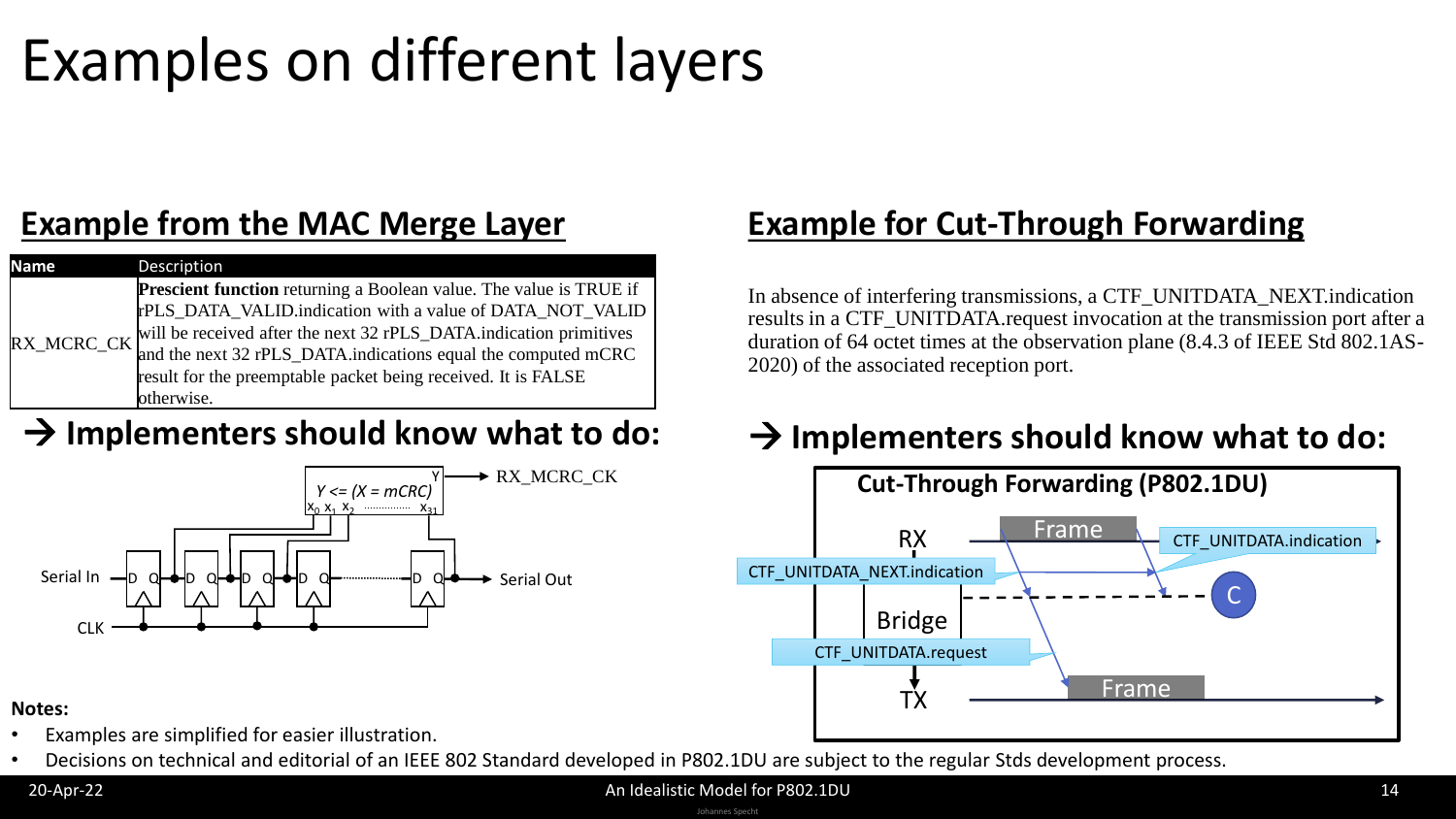# Examples on different layers

## Example from the MAC Merge Layer

| Name | Description |
|---|---|
| RX_MCRC_CK | **Prescient function** returning a Boolean value. The value is TRUE if rPLS_DATA_VALID.indication with a value of DATA_NOT_VALID will be received after the next 32 rPLS_DATA.indication primitives and the next 32 rPLS_DATA.indications equal the computed mCRC result for the preemptable packet being received. It is FALSE otherwise. |

### → Implementers should know what to do:

Y <= (X = mCRC)

$x_0$ $x_1$ $x_2$ ... $x_{31}$

Y → RX_MCRC_CK

Serial In — D Q — D Q — D Q — D Q — ... — D Q → Serial Out

CLK

## Example for Cut-Through Forwarding

In absence of interfering transmissions, a CTF_UNITDATA_NEXT.indication results in a CTF_UNITDATA.request invocation at the transmission port after a duration of 64 octet times at the observation plane (8.4.3 of IEEE Std 802.1AS-2020) of the associated reception port.

### → Implementers should know what to do:

**Cut-Through Forwarding (P802.1DU)**

RX — Frame — CTF_UNITDATA.indication

CTF_UNITDATA_NEXT.indication

C

Bridge

CTF_UNITDATA.request

TX — Frame

**Notes:**

- Examples are simplified for easier illustration.
- Decisions on technical and editorial of an IEEE 802 Standard developed in P802.1DU are subject to the regular Stds development process.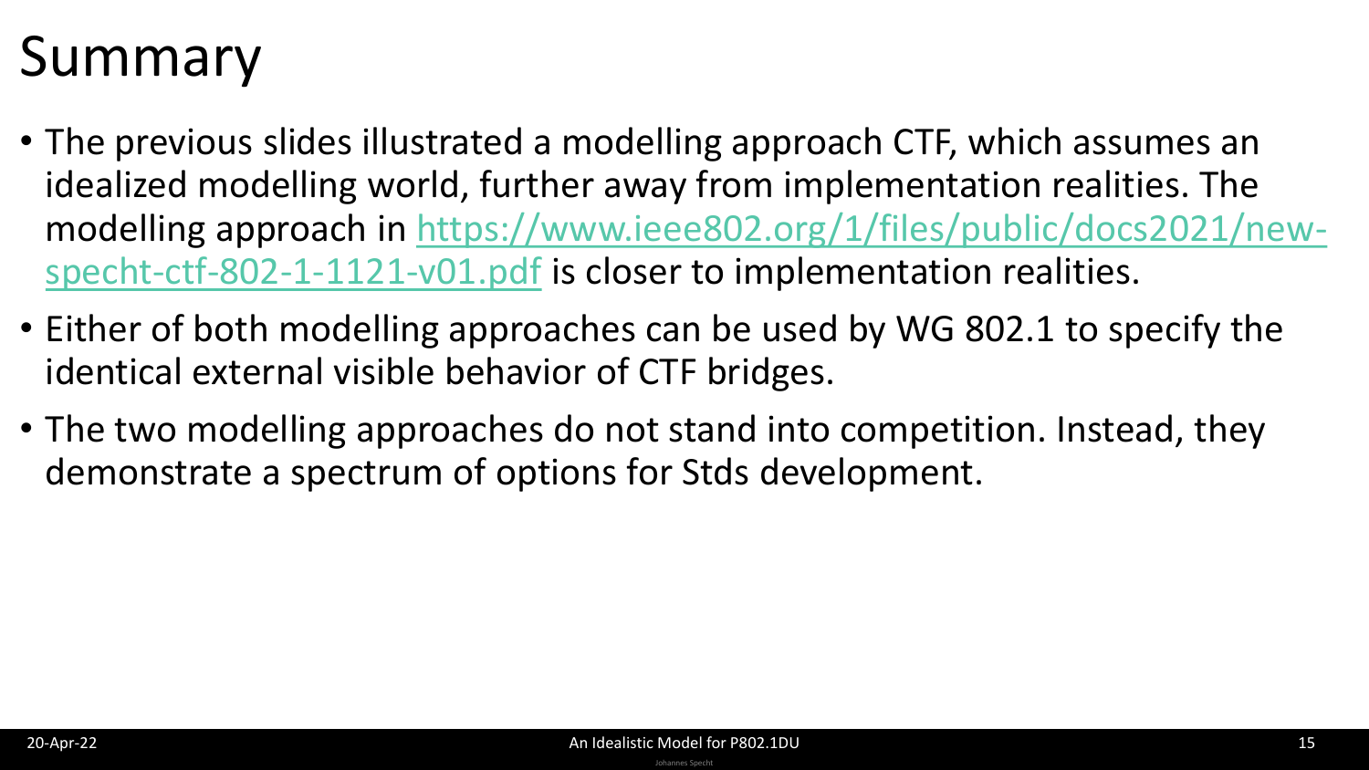# Summary

- The previous slides illustrated a modelling approach CTF, which assumes an idealized modelling world, further away from implementation realities. The modelling approach in [https://www.ieee802.org/1/files/public/docs2021/new-specht-ctf-802-1-1121-v01.pdf](https://www.ieee802.org/1/files/public/docs2021/new-specht-ctf-802-1-1121-v01.pdf) is closer to implementation realities.
- Either of both modelling approaches can be used by WG 802.1 to specify the identical external visible behavior of CTF bridges.
- The two modelling approaches do not stand into competition. Instead, they demonstrate a spectrum of options for Stds development.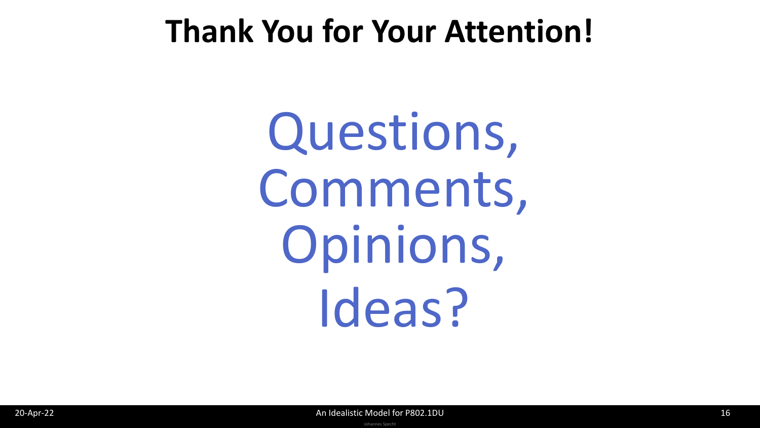# Thank You for Your Attention!

Questions,
Comments,
Opinions,
Ideas?